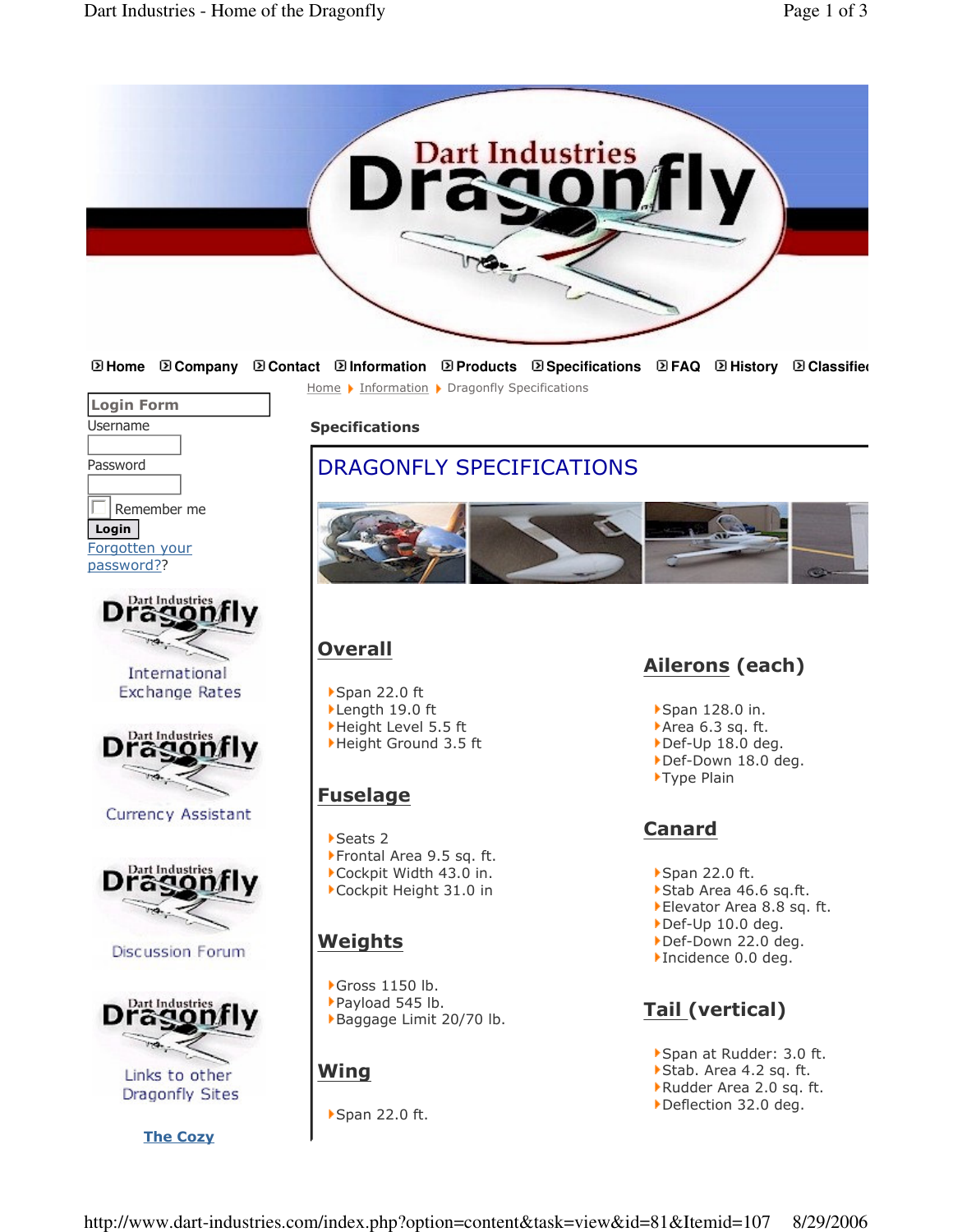Home | Company | Contact | Information | Products | Specifications | FAQ | History | Classified

Home ▸ Information ▸ Dragonfly Specifications

**Login Form**

Username

Password

Remember me

Login

Forgotten your password??

International Exchange Rates

Currency Assistant

Discussion Forum

Links to other Dragonfly Sites

The Cozy

**Specifications**

# DRAGONFLY SPECIFICATIONS

## Overall

- Span 22.0 ft
- Length 19.0 ft
- Height Level 5.5 ft
- Height Ground 3.5 ft

## Fuselage

- Seats 2
- Frontal Area 9.5 sq. ft.
- Cockpit Width 43.0 in.
- Cockpit Height 31.0 in

## Weights

- Gross 1150 lb.
- Payload 545 lb.
- Baggage Limit 20/70 lb.

## Wing

- Span 22.0 ft.

## Ailerons (each)

- Span 128.0 in.
- Area 6.3 sq. ft.
- Def-Up 18.0 deg.
- Def-Down 18.0 deg.
- Type Plain

## Canard

- Span 22.0 ft.
- Stab Area 46.6 sq.ft.
- Elevator Area 8.8 sq. ft.
- Def-Up 10.0 deg.
- Def-Down 22.0 deg.
- Incidence 0.0 deg.

## Tail (vertical)

- Span at Rudder: 3.0 ft.
- Stab. Area 4.2 sq. ft.
- Rudder Area 2.0 sq. ft.
- Deflection 32.0 deg.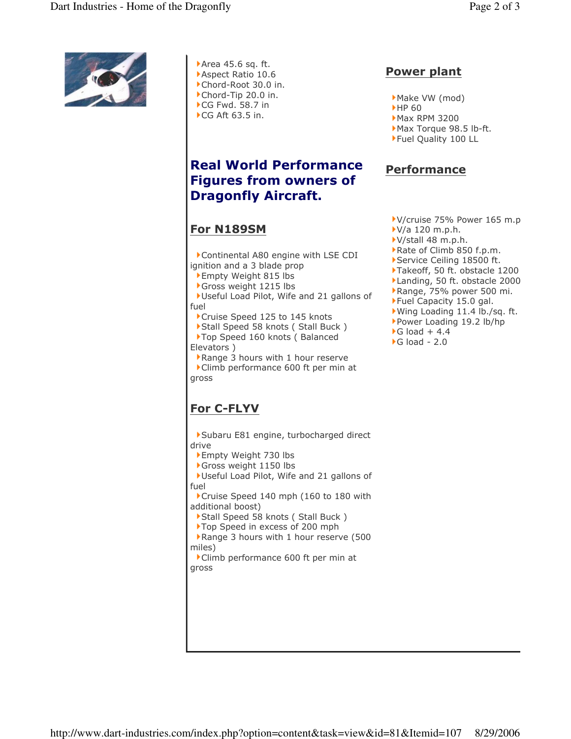- Area 45.6 sq. ft.
- Aspect Ratio 10.6
- Chord-Root 30.0 in.
- Chord-Tip 20.0 in.
- CG Fwd. 58.7 in
- CG Aft 63.5 in.

## Real World Performance Figures from owners of Dragonfly Aircraft.

### For N189SM

- Continental A80 engine with LSE CDI ignition and a 3 blade prop
- Empty Weight 815 lbs
- Gross weight 1215 lbs
- Useful Load Pilot, Wife and 21 gallons of fuel
- Cruise Speed 125 to 145 knots
- Stall Speed 58 knots ( Stall Buck )
- Top Speed 160 knots ( Balanced Elevators )
- Range 3 hours with 1 hour reserve
- Climb performance 600 ft per min at gross

### For C-FLYV

- Subaru E81 engine, turbocharged direct drive
- Empty Weight 730 lbs
- Gross weight 1150 lbs
- Useful Load Pilot, Wife and 21 gallons of fuel
- Cruise Speed 140 mph (160 to 180 with additional boost)
- Stall Speed 58 knots ( Stall Buck )
- Top Speed in excess of 200 mph
- Range 3 hours with 1 hour reserve (500 miles)
- Climb performance 600 ft per min at gross

## Power plant

- Make VW (mod)
- HP 60
- Max RPM 3200
- Max Torque 98.5 lb-ft.
- Fuel Quality 100 LL

## Performance

- V/cruise 75% Power 165 m.p
- V/a 120 m.p.h.
- V/stall 48 m.p.h.
- Rate of Climb 850 f.p.m.
- Service Ceiling 18500 ft.
- Takeoff, 50 ft. obstacle 1200
- Landing, 50 ft. obstacle 2000
- Range, 75% power 500 mi.
- Fuel Capacity 15.0 gal.
- Wing Loading 11.4 lb./sq. ft.
- Power Loading 19.2 lb/hp
- G load + 4.4
- G load - 2.0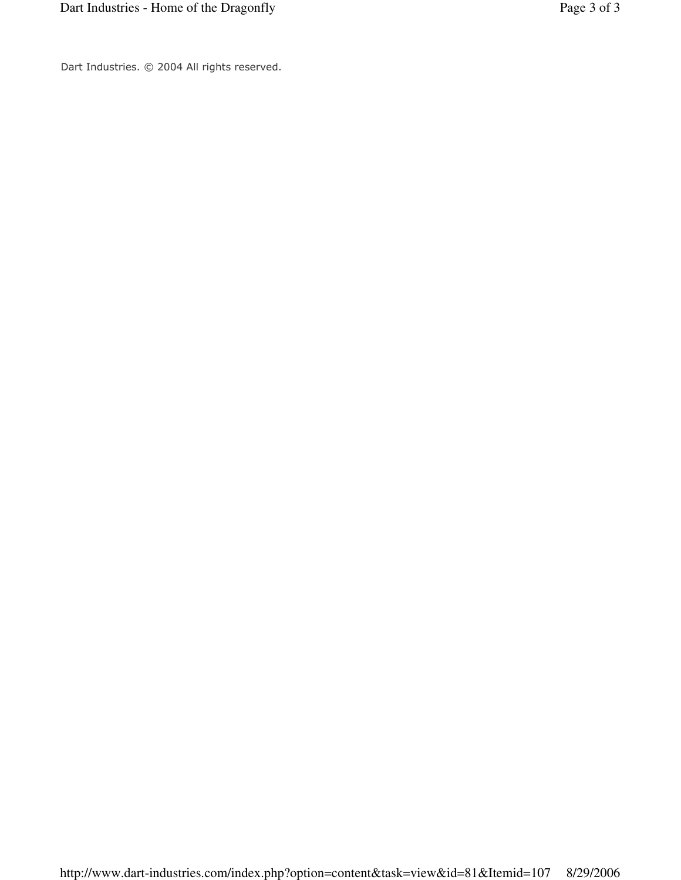Dart Industries. © 2004 All rights reserved.